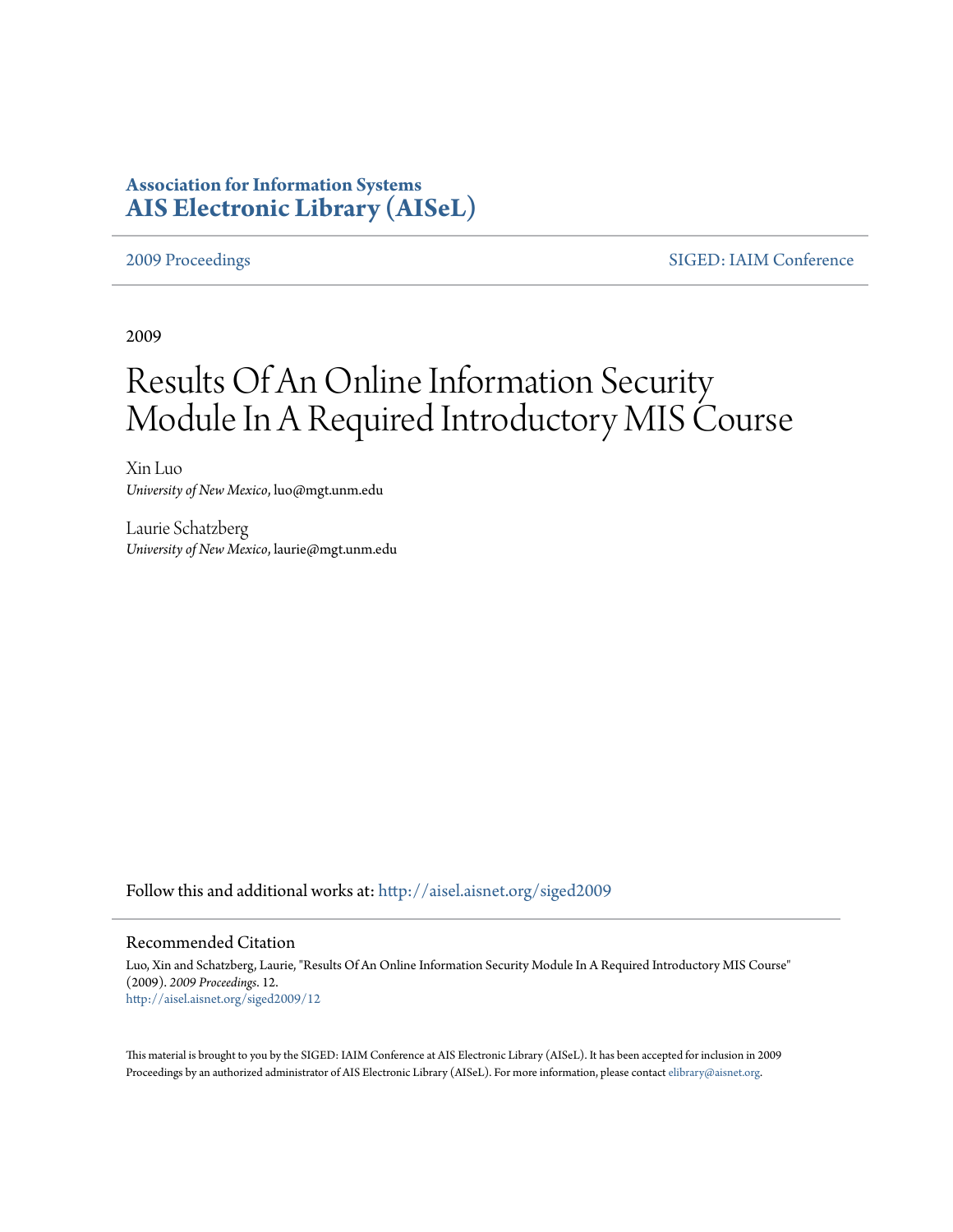**Association for Information Systems**
**AIS Electronic Library (AISeL)**

2009 Proceedings | SIGED: IAIM Conference

2009

# Results Of An Online Information Security Module In A Required Introductory MIS Course

Xin Luo
*University of New Mexico*, luo@mgt.unm.edu

Laurie Schatzberg
*University of New Mexico*, laurie@mgt.unm.edu

Follow this and additional works at: http://aisel.aisnet.org/siged2009

## Recommended Citation

Luo, Xin and Schatzberg, Laurie, "Results Of An Online Information Security Module In A Required Introductory MIS Course" (2009). *2009 Proceedings*. 12.
http://aisel.aisnet.org/siged2009/12

This material is brought to you by the SIGED: IAIM Conference at AIS Electronic Library (AISeL). It has been accepted for inclusion in 2009 Proceedings by an authorized administrator of AIS Electronic Library (AISeL). For more information, please contact elibrary@aisnet.org.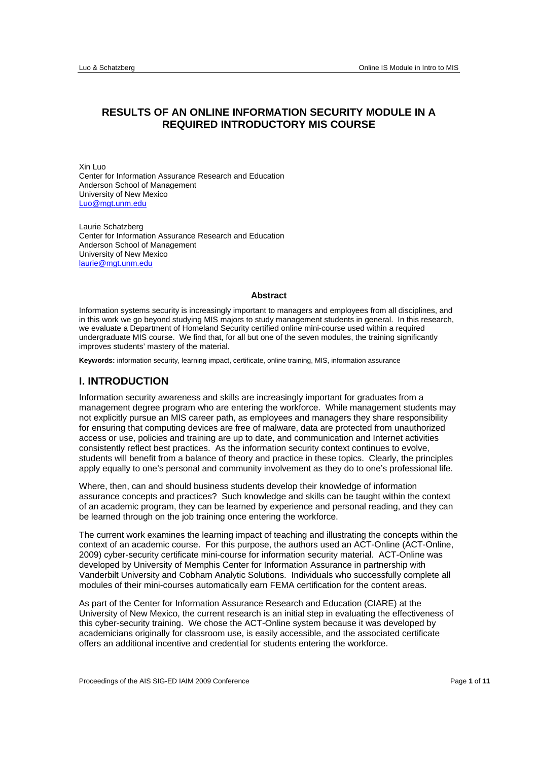# RESULTS OF AN ONLINE INFORMATION SECURITY MODULE IN A REQUIRED INTRODUCTORY MIS COURSE

Xin Luo
Center for Information Assurance Research and Education
Anderson School of Management
University of New Mexico
Luo@mgt.unm.edu

Laurie Schatzberg
Center for Information Assurance Research and Education
Anderson School of Management
University of New Mexico
laurie@mgt.unm.edu

### Abstract

Information systems security is increasingly important to managers and employees from all disciplines, and in this work we go beyond studying MIS majors to study management students in general. In this research, we evaluate a Department of Homeland Security certified online mini-course used within a required undergraduate MIS course. We find that, for all but one of the seven modules, the training significantly improves students' mastery of the material.

**Keywords:** information security, learning impact, certificate, online training, MIS, information assurance

## I. INTRODUCTION

Information security awareness and skills are increasingly important for graduates from a management degree program who are entering the workforce. While management students may not explicitly pursue an MIS career path, as employees and managers they share responsibility for ensuring that computing devices are free of malware, data are protected from unauthorized access or use, policies and training are up to date, and communication and Internet activities consistently reflect best practices. As the information security context continues to evolve, students will benefit from a balance of theory and practice in these topics. Clearly, the principles apply equally to one's personal and community involvement as they do to one's professional life.

Where, then, can and should business students develop their knowledge of information assurance concepts and practices? Such knowledge and skills can be taught within the context of an academic program, they can be learned by experience and personal reading, and they can be learned through on the job training once entering the workforce.

The current work examines the learning impact of teaching and illustrating the concepts within the context of an academic course. For this purpose, the authors used an ACT-Online (ACT-Online, 2009) cyber-security certificate mini-course for information security material. ACT-Online was developed by University of Memphis Center for Information Assurance in partnership with Vanderbilt University and Cobham Analytic Solutions. Individuals who successfully complete all modules of their mini-courses automatically earn FEMA certification for the content areas.

As part of the Center for Information Assurance Research and Education (CIARE) at the University of New Mexico, the current research is an initial step in evaluating the effectiveness of this cyber-security training. We chose the ACT-Online system because it was developed by academicians originally for classroom use, is easily accessible, and the associated certificate offers an additional incentive and credential for students entering the workforce.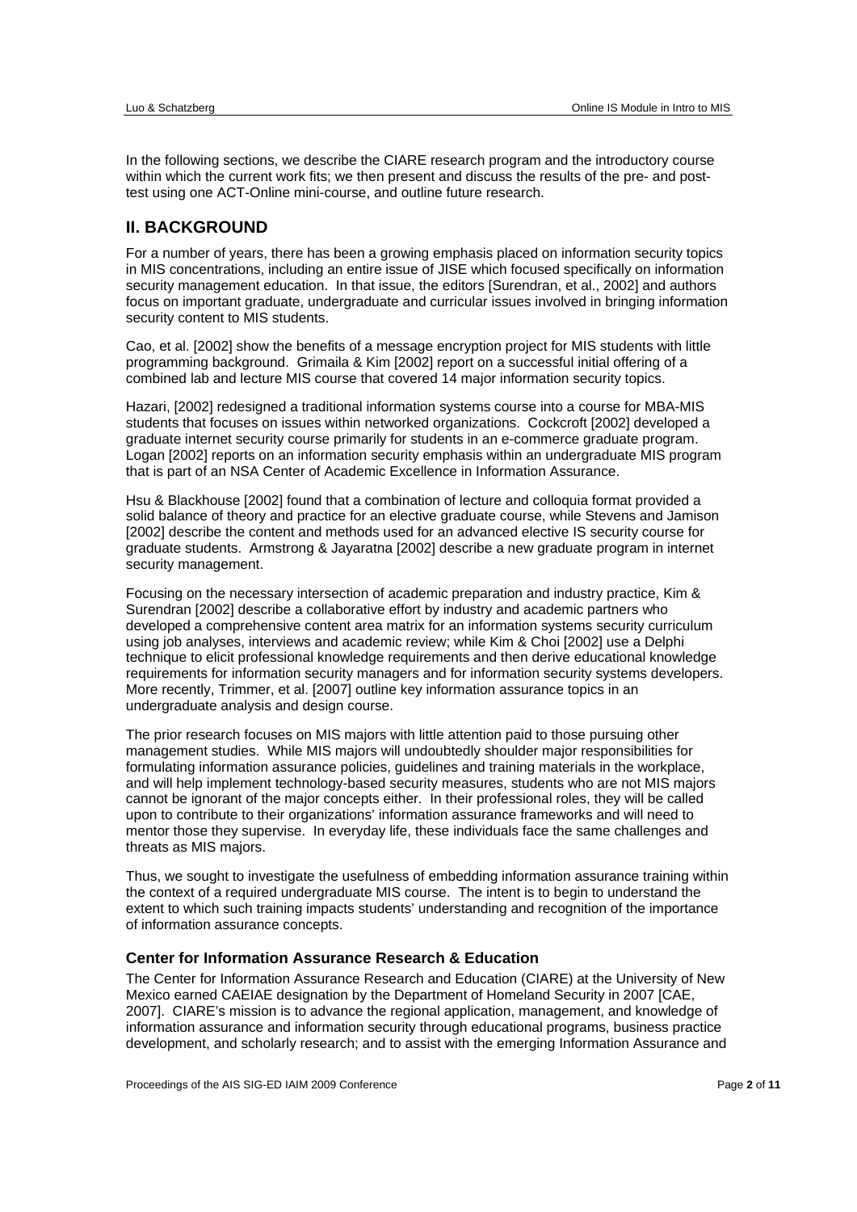In the following sections, we describe the CIARE research program and the introductory course within which the current work fits; we then present and discuss the results of the pre- and post-test using one ACT-Online mini-course, and outline future research.

## II. BACKGROUND

For a number of years, there has been a growing emphasis placed on information security topics in MIS concentrations, including an entire issue of JISE which focused specifically on information security management education. In that issue, the editors [Surendran, et al., 2002] and authors focus on important graduate, undergraduate and curricular issues involved in bringing information security content to MIS students.

Cao, et al. [2002] show the benefits of a message encryption project for MIS students with little programming background. Grimaila & Kim [2002] report on a successful initial offering of a combined lab and lecture MIS course that covered 14 major information security topics.

Hazari, [2002] redesigned a traditional information systems course into a course for MBA-MIS students that focuses on issues within networked organizations. Cockcroft [2002] developed a graduate internet security course primarily for students in an e-commerce graduate program. Logan [2002] reports on an information security emphasis within an undergraduate MIS program that is part of an NSA Center of Academic Excellence in Information Assurance.

Hsu & Blackhouse [2002] found that a combination of lecture and colloquia format provided a solid balance of theory and practice for an elective graduate course, while Stevens and Jamison [2002] describe the content and methods used for an advanced elective IS security course for graduate students. Armstrong & Jayaratna [2002] describe a new graduate program in internet security management.

Focusing on the necessary intersection of academic preparation and industry practice, Kim & Surendran [2002] describe a collaborative effort by industry and academic partners who developed a comprehensive content area matrix for an information systems security curriculum using job analyses, interviews and academic review; while Kim & Choi [2002] use a Delphi technique to elicit professional knowledge requirements and then derive educational knowledge requirements for information security managers and for information security systems developers. More recently, Trimmer, et al. [2007] outline key information assurance topics in an undergraduate analysis and design course.

The prior research focuses on MIS majors with little attention paid to those pursuing other management studies. While MIS majors will undoubtedly shoulder major responsibilities for formulating information assurance policies, guidelines and training materials in the workplace, and will help implement technology-based security measures, students who are not MIS majors cannot be ignorant of the major concepts either. In their professional roles, they will be called upon to contribute to their organizations' information assurance frameworks and will need to mentor those they supervise. In everyday life, these individuals face the same challenges and threats as MIS majors.

Thus, we sought to investigate the usefulness of embedding information assurance training within the context of a required undergraduate MIS course. The intent is to begin to understand the extent to which such training impacts students' understanding and recognition of the importance of information assurance concepts.

### Center for Information Assurance Research & Education

The Center for Information Assurance Research and Education (CIARE) at the University of New Mexico earned CAEIAE designation by the Department of Homeland Security in 2007 [CAE, 2007]. CIARE's mission is to advance the regional application, management, and knowledge of information assurance and information security through educational programs, business practice development, and scholarly research; and to assist with the emerging Information Assurance and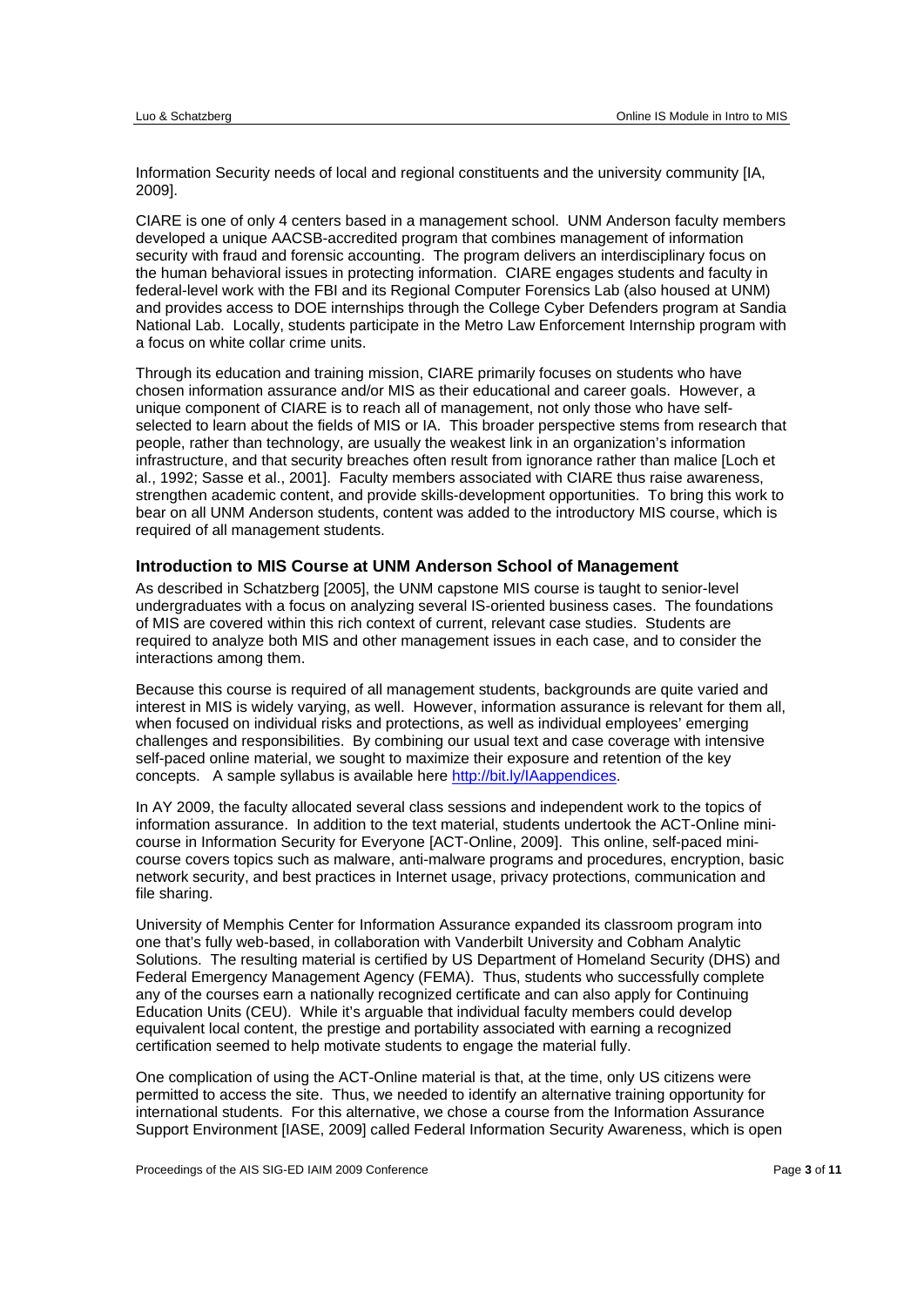Information Security needs of local and regional constituents and the university community [IA, 2009].

CIARE is one of only 4 centers based in a management school. UNM Anderson faculty members developed a unique AACSB-accredited program that combines management of information security with fraud and forensic accounting. The program delivers an interdisciplinary focus on the human behavioral issues in protecting information. CIARE engages students and faculty in federal-level work with the FBI and its Regional Computer Forensics Lab (also housed at UNM) and provides access to DOE internships through the College Cyber Defenders program at Sandia National Lab. Locally, students participate in the Metro Law Enforcement Internship program with a focus on white collar crime units.

Through its education and training mission, CIARE primarily focuses on students who have chosen information assurance and/or MIS as their educational and career goals. However, a unique component of CIARE is to reach all of management, not only those who have self-selected to learn about the fields of MIS or IA. This broader perspective stems from research that people, rather than technology, are usually the weakest link in an organization's information infrastructure, and that security breaches often result from ignorance rather than malice [Loch et al., 1992; Sasse et al., 2001]. Faculty members associated with CIARE thus raise awareness, strengthen academic content, and provide skills-development opportunities. To bring this work to bear on all UNM Anderson students, content was added to the introductory MIS course, which is required of all management students.

### Introduction to MIS Course at UNM Anderson School of Management

As described in Schatzberg [2005], the UNM capstone MIS course is taught to senior-level undergraduates with a focus on analyzing several IS-oriented business cases. The foundations of MIS are covered within this rich context of current, relevant case studies. Students are required to analyze both MIS and other management issues in each case, and to consider the interactions among them.

Because this course is required of all management students, backgrounds are quite varied and interest in MIS is widely varying, as well. However, information assurance is relevant for them all, when focused on individual risks and protections, as well as individual employees' emerging challenges and responsibilities. By combining our usual text and case coverage with intensive self-paced online material, we sought to maximize their exposure and retention of the key concepts. A sample syllabus is available here http://bit.ly/IAappendices.

In AY 2009, the faculty allocated several class sessions and independent work to the topics of information assurance. In addition to the text material, students undertook the ACT-Online mini-course in Information Security for Everyone [ACT-Online, 2009]. This online, self-paced mini-course covers topics such as malware, anti-malware programs and procedures, encryption, basic network security, and best practices in Internet usage, privacy protections, communication and file sharing.

University of Memphis Center for Information Assurance expanded its classroom program into one that's fully web-based, in collaboration with Vanderbilt University and Cobham Analytic Solutions. The resulting material is certified by US Department of Homeland Security (DHS) and Federal Emergency Management Agency (FEMA). Thus, students who successfully complete any of the courses earn a nationally recognized certificate and can also apply for Continuing Education Units (CEU). While it's arguable that individual faculty members could develop equivalent local content, the prestige and portability associated with earning a recognized certification seemed to help motivate students to engage the material fully.

One complication of using the ACT-Online material is that, at the time, only US citizens were permitted to access the site. Thus, we needed to identify an alternative training opportunity for international students. For this alternative, we chose a course from the Information Assurance Support Environment [IASE, 2009] called Federal Information Security Awareness, which is open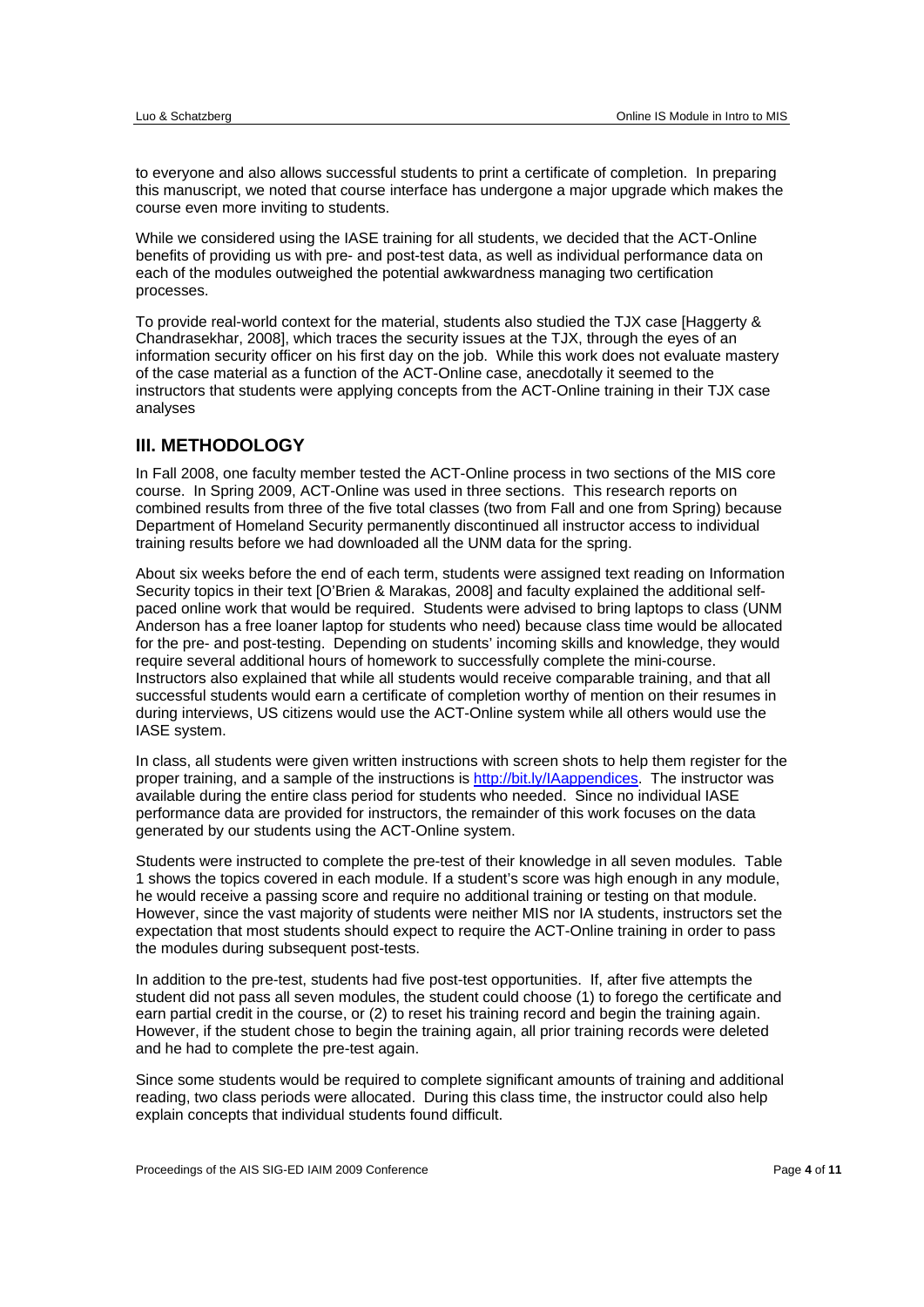to everyone and also allows successful students to print a certificate of completion. In preparing this manuscript, we noted that course interface has undergone a major upgrade which makes the course even more inviting to students.

While we considered using the IASE training for all students, we decided that the ACT-Online benefits of providing us with pre- and post-test data, as well as individual performance data on each of the modules outweighed the potential awkwardness managing two certification processes.

To provide real-world context for the material, students also studied the TJX case [Haggerty & Chandrasekhar, 2008], which traces the security issues at the TJX, through the eyes of an information security officer on his first day on the job. While this work does not evaluate mastery of the case material as a function of the ACT-Online case, anecdotally it seemed to the instructors that students were applying concepts from the ACT-Online training in their TJX case analyses

## III. METHODOLOGY

In Fall 2008, one faculty member tested the ACT-Online process in two sections of the MIS core course. In Spring 2009, ACT-Online was used in three sections. This research reports on combined results from three of the five total classes (two from Fall and one from Spring) because Department of Homeland Security permanently discontinued all instructor access to individual training results before we had downloaded all the UNM data for the spring.

About six weeks before the end of each term, students were assigned text reading on Information Security topics in their text [O'Brien & Marakas, 2008] and faculty explained the additional self-paced online work that would be required. Students were advised to bring laptops to class (UNM Anderson has a free loaner laptop for students who need) because class time would be allocated for the pre- and post-testing. Depending on students' incoming skills and knowledge, they would require several additional hours of homework to successfully complete the mini-course. Instructors also explained that while all students would receive comparable training, and that all successful students would earn a certificate of completion worthy of mention on their resumes in during interviews, US citizens would use the ACT-Online system while all others would use the IASE system.

In class, all students were given written instructions with screen shots to help them register for the proper training, and a sample of the instructions is http://bit.ly/IAappendices. The instructor was available during the entire class period for students who needed. Since no individual IASE performance data are provided for instructors, the remainder of this work focuses on the data generated by our students using the ACT-Online system.

Students were instructed to complete the pre-test of their knowledge in all seven modules. Table 1 shows the topics covered in each module. If a student's score was high enough in any module, he would receive a passing score and require no additional training or testing on that module. However, since the vast majority of students were neither MIS nor IA students, instructors set the expectation that most students should expect to require the ACT-Online training in order to pass the modules during subsequent post-tests.

In addition to the pre-test, students had five post-test opportunities. If, after five attempts the student did not pass all seven modules, the student could choose (1) to forego the certificate and earn partial credit in the course, or (2) to reset his training record and begin the training again. However, if the student chose to begin the training again, all prior training records were deleted and he had to complete the pre-test again.

Since some students would be required to complete significant amounts of training and additional reading, two class periods were allocated. During this class time, the instructor could also help explain concepts that individual students found difficult.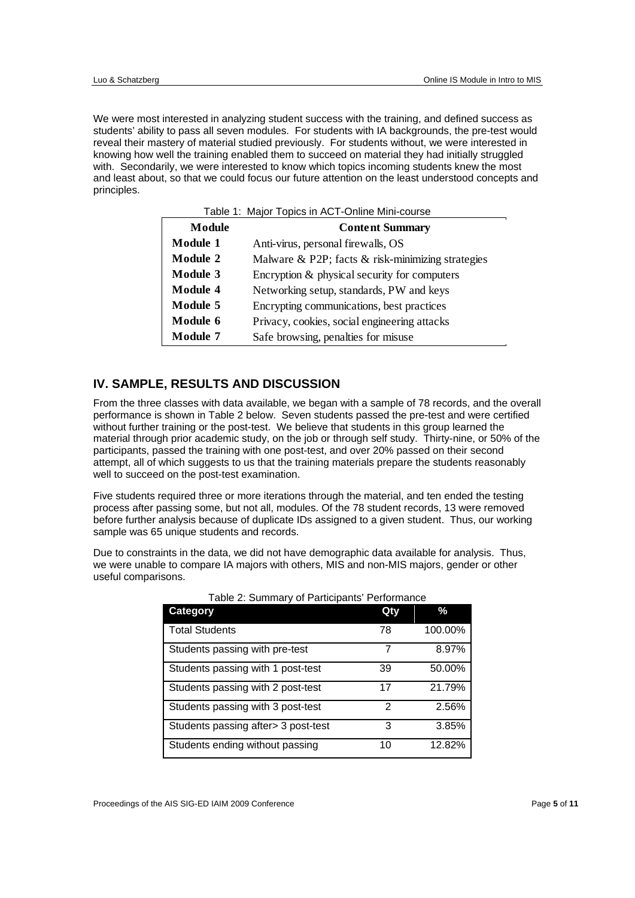We were most interested in analyzing student success with the training, and defined success as students' ability to pass all seven modules. For students with IA backgrounds, the pre-test would reveal their mastery of material studied previously. For students without, we were interested in knowing how well the training enabled them to succeed on material they had initially struggled with. Secondarily, we were interested to know which topics incoming students knew the most and least about, so that we could focus our future attention on the least understood concepts and principles.

Table 1: Major Topics in ACT-Online Mini-course

| Module | Content Summary |
|---|---|
| Module 1 | Anti-virus, personal firewalls, OS |
| Module 2 | Malware & P2P; facts & risk-minimizing strategies |
| Module 3 | Encryption & physical security for computers |
| Module 4 | Networking setup, standards, PW and keys |
| Module 5 | Encrypting communications, best practices |
| Module 6 | Privacy, cookies, social engineering attacks |
| Module 7 | Safe browsing, penalties for misuse |

## IV. SAMPLE, RESULTS AND DISCUSSION

From the three classes with data available, we began with a sample of 78 records, and the overall performance is shown in Table 2 below. Seven students passed the pre-test and were certified without further training or the post-test. We believe that students in this group learned the material through prior academic study, on the job or through self study. Thirty-nine, or 50% of the participants, passed the training with one post-test, and over 20% passed on their second attempt, all of which suggests to us that the training materials prepare the students reasonably well to succeed on the post-test examination.

Five students required three or more iterations through the material, and ten ended the testing process after passing some, but not all, modules. Of the 78 student records, 13 were removed before further analysis because of duplicate IDs assigned to a given student. Thus, our working sample was 65 unique students and records.

Due to constraints in the data, we did not have demographic data available for analysis. Thus, we were unable to compare IA majors with others, MIS and non-MIS majors, gender or other useful comparisons.

Table 2: Summary of Participants' Performance

| Category | Qty | % |
|---|---|---|
| Total Students | 78 | 100.00% |
| Students passing with pre-test | 7 | 8.97% |
| Students passing with 1 post-test | 39 | 50.00% |
| Students passing with 2 post-test | 17 | 21.79% |
| Students passing with 3 post-test | 2 | 2.56% |
| Students passing after> 3 post-test | 3 | 3.85% |
| Students ending without passing | 10 | 12.82% |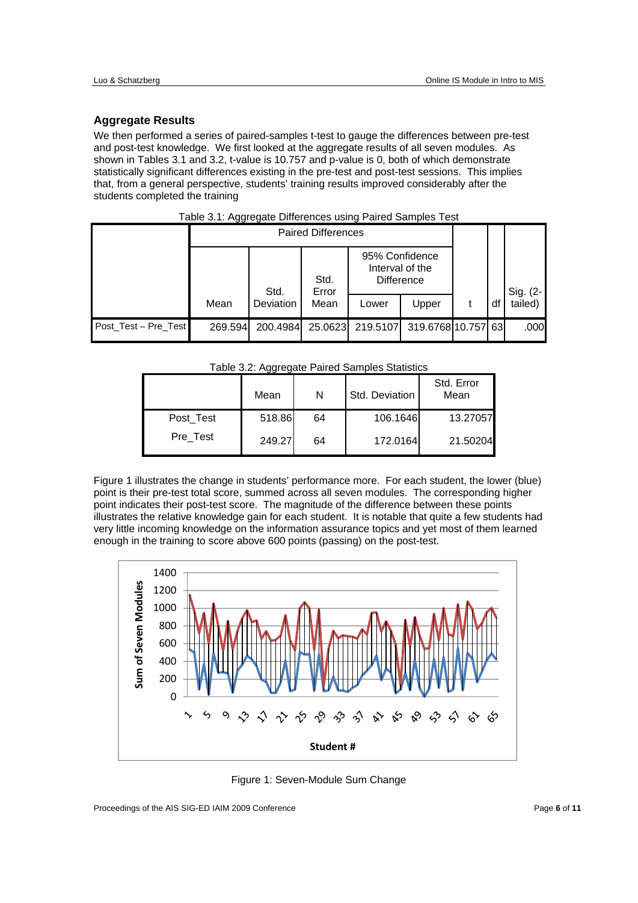### Aggregate Results

We then performed a series of paired-samples t-test to gauge the differences between pre-test and post-test knowledge. We first looked at the aggregate results of all seven modules. As shown in Tables 3.1 and 3.2, t-value is 10.757 and p-value is 0, both of which demonstrate statistically significant differences existing in the pre-test and post-test sessions. This implies that, from a general perspective, students' training results improved considerably after the students completed the training

Table 3.1: Aggregate Differences using Paired Samples Test

| | Paired Differences | | | | | t | df | Sig. (2-tailed) |
|---|---|---|---|---|---|---|---|---|
| | Mean | Std. Deviation | Std. Error Mean | 95% Confidence Interval of the Difference | | | | |
| | | | | Lower | Upper | | | |
| Post_Test – Pre_Test | 269.594 | 200.4984 | 25.0623 | 219.5107 | 319.6768 | 10.757 | 63 | .000 |

Table 3.2: Aggregate Paired Samples Statistics

| | Mean | N | Std. Deviation | Std. Error Mean |
|---|---|---|---|---|
| Post_Test | 518.86 | 64 | 106.1646 | 13.27057 |
| Pre_Test | 249.27 | 64 | 172.0164 | 21.50204 |

Figure 1 illustrates the change in students' performance more. For each student, the lower (blue) point is their pre-test total score, summed across all seven modules. The corresponding higher point indicates their post-test score. The magnitude of the difference between these points illustrates the relative knowledge gain for each student. It is notable that quite a few students had very little incoming knowledge on the information assurance topics and yet most of them learned enough in the training to score above 600 points (passing) on the post-test.

Figure 1: Seven-Module Sum Change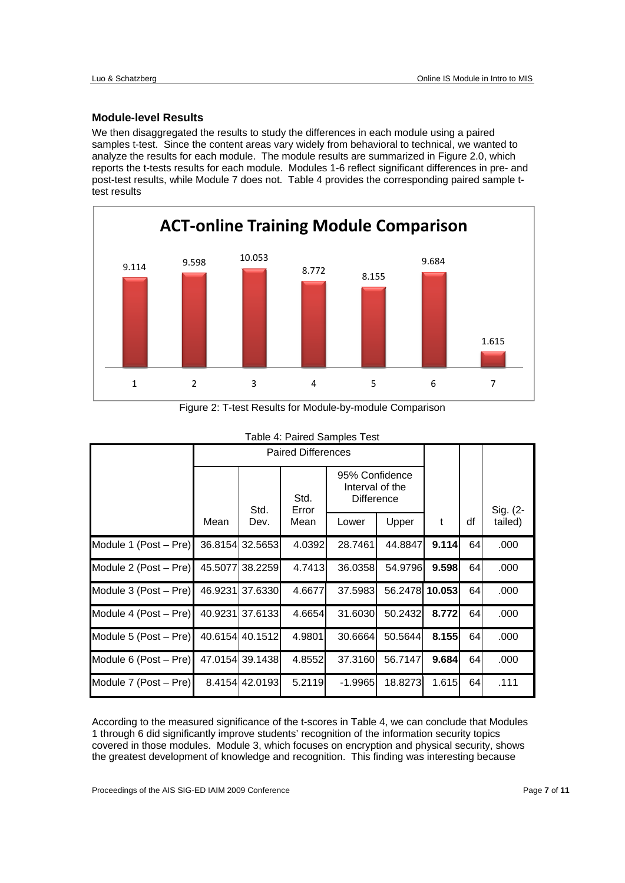### Module-level Results

We then disaggregated the results to study the differences in each module using a paired samples t-test. Since the content areas vary widely from behavioral to technical, we wanted to analyze the results for each module. The module results are summarized in Figure 2.0, which reports the t-tests results for each module. Modules 1-6 reflect significant differences in pre- and post-test results, while Module 7 does not. Table 4 provides the corresponding paired sample t-test results

Figure 2: T-test Results for Module-by-module Comparison

Table 4: Paired Samples Test

| | Paired Differences | | | | | t | df | Sig. (2-tailed) |
|---|---|---|---|---|---|---|---|---|
| | Mean | Std. Dev. | Std. Error Mean | 95% Confidence Interval of the Difference | | | | |
| | | | | Lower | Upper | | | |
| Module 1 (Post – Pre) | 36.8154 | 32.5653 | 4.0392 | 28.7461 | 44.8847 | **9.114** | 64 | .000 |
| Module 2 (Post – Pre) | 45.5077 | 38.2259 | 4.7413 | 36.0358 | 54.9796 | **9.598** | 64 | .000 |
| Module 3 (Post – Pre) | 46.9231 | 37.6330 | 4.6677 | 37.5983 | 56.2478 | **10.053** | 64 | .000 |
| Module 4 (Post – Pre) | 40.9231 | 37.6133 | 4.6654 | 31.6030 | 50.2432 | **8.772** | 64 | .000 |
| Module 5 (Post – Pre) | 40.6154 | 40.1512 | 4.9801 | 30.6664 | 50.5644 | **8.155** | 64 | .000 |
| Module 6 (Post – Pre) | 47.0154 | 39.1438 | 4.8552 | 37.3160 | 56.7147 | **9.684** | 64 | .000 |
| Module 7 (Post – Pre) | 8.4154 | 42.0193 | 5.2119 | -1.9965 | 18.8273 | 1.615 | 64 | .111 |

According to the measured significance of the t-scores in Table 4, we can conclude that Modules 1 through 6 did significantly improve students' recognition of the information security topics covered in those modules. Module 3, which focuses on encryption and physical security, shows the greatest development of knowledge and recognition. This finding was interesting because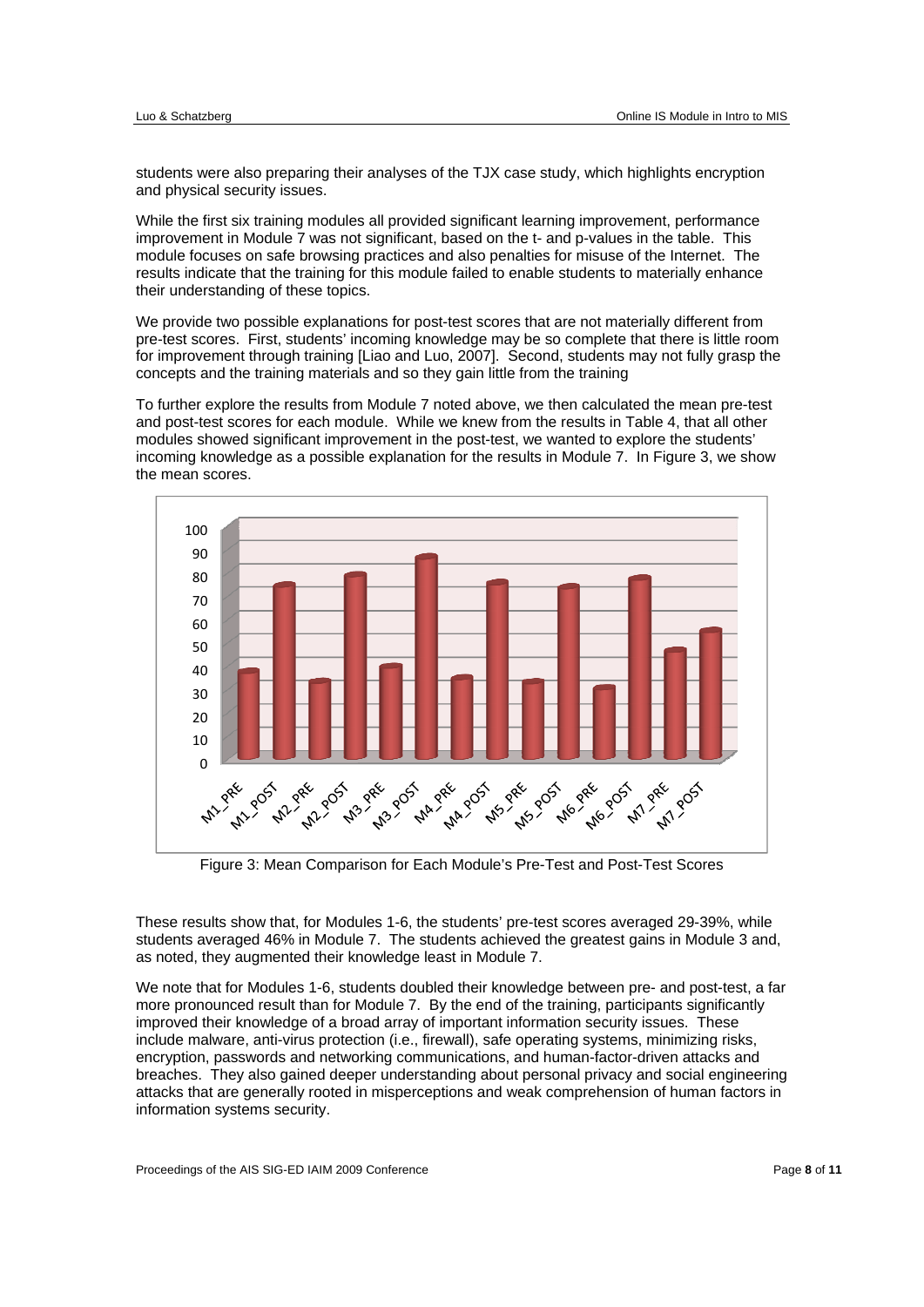students were also preparing their analyses of the TJX case study, which highlights encryption and physical security issues.

While the first six training modules all provided significant learning improvement, performance improvement in Module 7 was not significant, based on the t- and p-values in the table. This module focuses on safe browsing practices and also penalties for misuse of the Internet. The results indicate that the training for this module failed to enable students to materially enhance their understanding of these topics.

We provide two possible explanations for post-test scores that are not materially different from pre-test scores. First, students' incoming knowledge may be so complete that there is little room for improvement through training [Liao and Luo, 2007]. Second, students may not fully grasp the concepts and the training materials and so they gain little from the training

To further explore the results from Module 7 noted above, we then calculated the mean pre-test and post-test scores for each module. While we knew from the results in Table 4, that all other modules showed significant improvement in the post-test, we wanted to explore the students' incoming knowledge as a possible explanation for the results in Module 7. In Figure 3, we show the mean scores.

Figure 3: Mean Comparison for Each Module's Pre-Test and Post-Test Scores

These results show that, for Modules 1-6, the students' pre-test scores averaged 29-39%, while students averaged 46% in Module 7. The students achieved the greatest gains in Module 3 and, as noted, they augmented their knowledge least in Module 7.

We note that for Modules 1-6, students doubled their knowledge between pre- and post-test, a far more pronounced result than for Module 7. By the end of the training, participants significantly improved their knowledge of a broad array of important information security issues. These include malware, anti-virus protection (i.e., firewall), safe operating systems, minimizing risks, encryption, passwords and networking communications, and human-factor-driven attacks and breaches. They also gained deeper understanding about personal privacy and social engineering attacks that are generally rooted in misperceptions and weak comprehension of human factors in information systems security.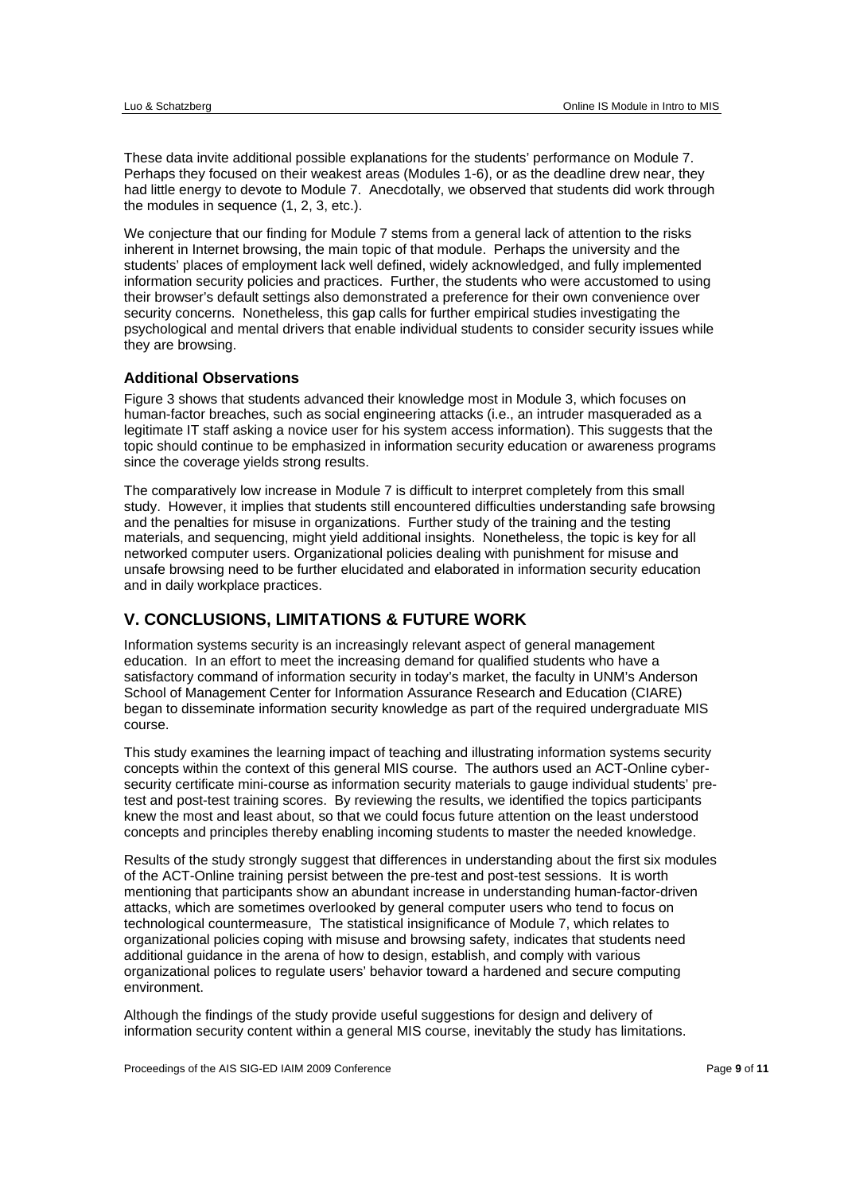These data invite additional possible explanations for the students' performance on Module 7. Perhaps they focused on their weakest areas (Modules 1-6), or as the deadline drew near, they had little energy to devote to Module 7. Anecdotally, we observed that students did work through the modules in sequence (1, 2, 3, etc.).

We conjecture that our finding for Module 7 stems from a general lack of attention to the risks inherent in Internet browsing, the main topic of that module. Perhaps the university and the students' places of employment lack well defined, widely acknowledged, and fully implemented information security policies and practices. Further, the students who were accustomed to using their browser's default settings also demonstrated a preference for their own convenience over security concerns. Nonetheless, this gap calls for further empirical studies investigating the psychological and mental drivers that enable individual students to consider security issues while they are browsing.

### Additional Observations

Figure 3 shows that students advanced their knowledge most in Module 3, which focuses on human-factor breaches, such as social engineering attacks (i.e., an intruder masqueraded as a legitimate IT staff asking a novice user for his system access information). This suggests that the topic should continue to be emphasized in information security education or awareness programs since the coverage yields strong results.

The comparatively low increase in Module 7 is difficult to interpret completely from this small study. However, it implies that students still encountered difficulties understanding safe browsing and the penalties for misuse in organizations. Further study of the training and the testing materials, and sequencing, might yield additional insights. Nonetheless, the topic is key for all networked computer users. Organizational policies dealing with punishment for misuse and unsafe browsing need to be further elucidated and elaborated in information security education and in daily workplace practices.

## V. CONCLUSIONS, LIMITATIONS & FUTURE WORK

Information systems security is an increasingly relevant aspect of general management education. In an effort to meet the increasing demand for qualified students who have a satisfactory command of information security in today's market, the faculty in UNM's Anderson School of Management Center for Information Assurance Research and Education (CIARE) began to disseminate information security knowledge as part of the required undergraduate MIS course.

This study examines the learning impact of teaching and illustrating information systems security concepts within the context of this general MIS course. The authors used an ACT-Online cyber-security certificate mini-course as information security materials to gauge individual students' pre-test and post-test training scores. By reviewing the results, we identified the topics participants knew the most and least about, so that we could focus future attention on the least understood concepts and principles thereby enabling incoming students to master the needed knowledge.

Results of the study strongly suggest that differences in understanding about the first six modules of the ACT-Online training persist between the pre-test and post-test sessions. It is worth mentioning that participants show an abundant increase in understanding human-factor-driven attacks, which are sometimes overlooked by general computer users who tend to focus on technological countermeasure, The statistical insignificance of Module 7, which relates to organizational policies coping with misuse and browsing safety, indicates that students need additional guidance in the arena of how to design, establish, and comply with various organizational polices to regulate users' behavior toward a hardened and secure computing environment.

Although the findings of the study provide useful suggestions for design and delivery of information security content within a general MIS course, inevitably the study has limitations.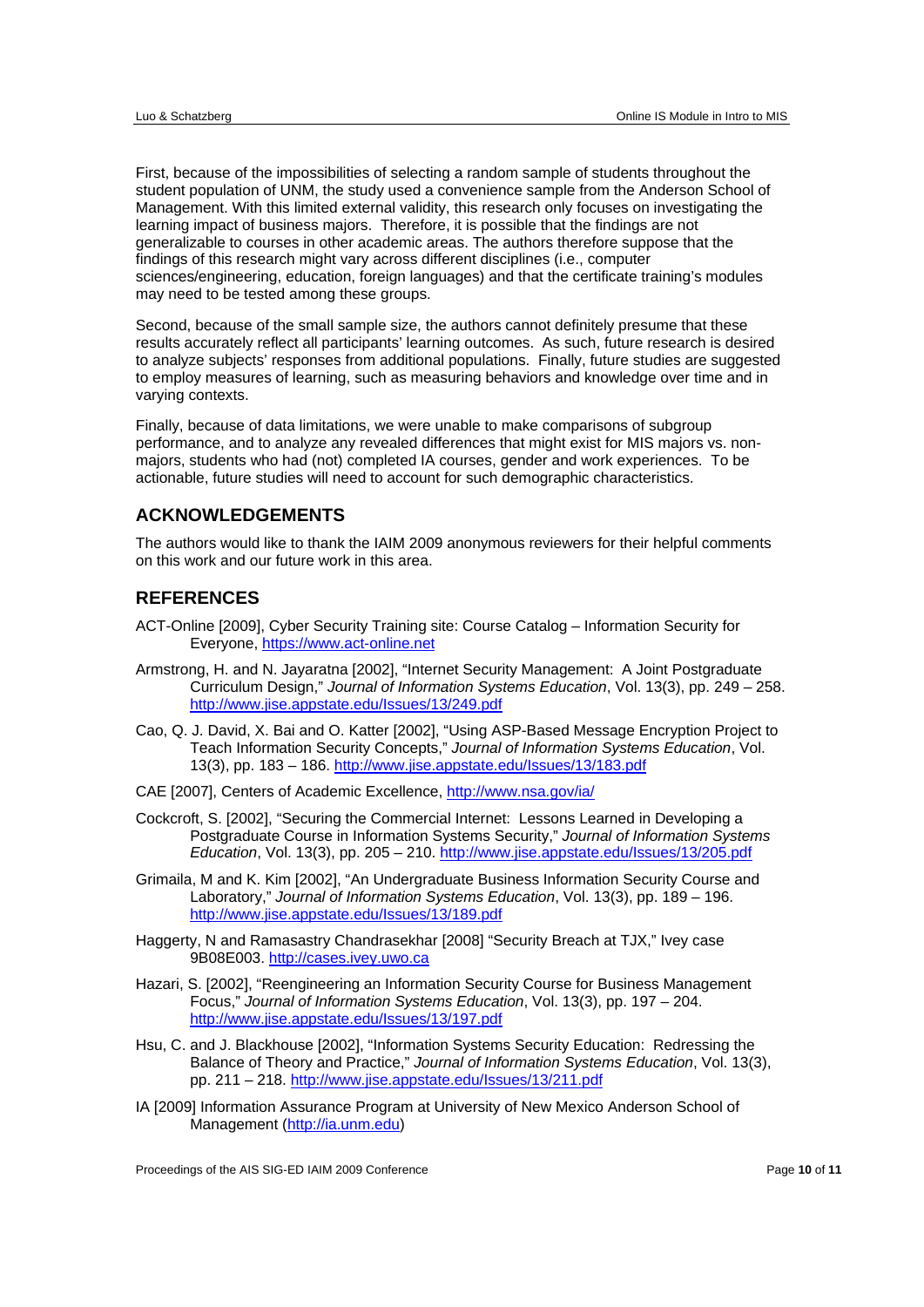First, because of the impossibilities of selecting a random sample of students throughout the student population of UNM, the study used a convenience sample from the Anderson School of Management. With this limited external validity, this research only focuses on investigating the learning impact of business majors. Therefore, it is possible that the findings are not generalizable to courses in other academic areas. The authors therefore suppose that the findings of this research might vary across different disciplines (i.e., computer sciences/engineering, education, foreign languages) and that the certificate training's modules may need to be tested among these groups.

Second, because of the small sample size, the authors cannot definitely presume that these results accurately reflect all participants' learning outcomes. As such, future research is desired to analyze subjects' responses from additional populations. Finally, future studies are suggested to employ measures of learning, such as measuring behaviors and knowledge over time and in varying contexts.

Finally, because of data limitations, we were unable to make comparisons of subgroup performance, and to analyze any revealed differences that might exist for MIS majors vs. non-majors, students who had (not) completed IA courses, gender and work experiences. To be actionable, future studies will need to account for such demographic characteristics.

## ACKNOWLEDGEMENTS

The authors would like to thank the IAIM 2009 anonymous reviewers for their helpful comments on this work and our future work in this area.

## REFERENCES

ACT-Online [2009], Cyber Security Training site: Course Catalog – Information Security for Everyone, https://www.act-online.net

Armstrong, H. and N. Jayaratna [2002], "Internet Security Management: A Joint Postgraduate Curriculum Design," *Journal of Information Systems Education*, Vol. 13(3), pp. 249 – 258. http://www.jise.appstate.edu/Issues/13/249.pdf

Cao, Q. J. David, X. Bai and O. Katter [2002], "Using ASP-Based Message Encryption Project to Teach Information Security Concepts," *Journal of Information Systems Education*, Vol. 13(3), pp. 183 – 186. http://www.jise.appstate.edu/Issues/13/183.pdf

CAE [2007], Centers of Academic Excellence, http://www.nsa.gov/ia/

Cockcroft, S. [2002], "Securing the Commercial Internet: Lessons Learned in Developing a Postgraduate Course in Information Systems Security," *Journal of Information Systems Education*, Vol. 13(3), pp. 205 – 210. http://www.jise.appstate.edu/Issues/13/205.pdf

Grimaila, M and K. Kim [2002], "An Undergraduate Business Information Security Course and Laboratory," *Journal of Information Systems Education*, Vol. 13(3), pp. 189 – 196. http://www.jise.appstate.edu/Issues/13/189.pdf

Haggerty, N and Ramasastry Chandrasekhar [2008] "Security Breach at TJX," Ivey case 9B08E003. http://cases.ivey.uwo.ca

Hazari, S. [2002], "Reengineering an Information Security Course for Business Management Focus," *Journal of Information Systems Education*, Vol. 13(3), pp. 197 – 204. http://www.jise.appstate.edu/Issues/13/197.pdf

Hsu, C. and J. Blackhouse [2002], "Information Systems Security Education: Redressing the Balance of Theory and Practice," *Journal of Information Systems Education*, Vol. 13(3), pp. 211 – 218. http://www.jise.appstate.edu/Issues/13/211.pdf

IA [2009] Information Assurance Program at University of New Mexico Anderson School of Management (http://ia.unm.edu)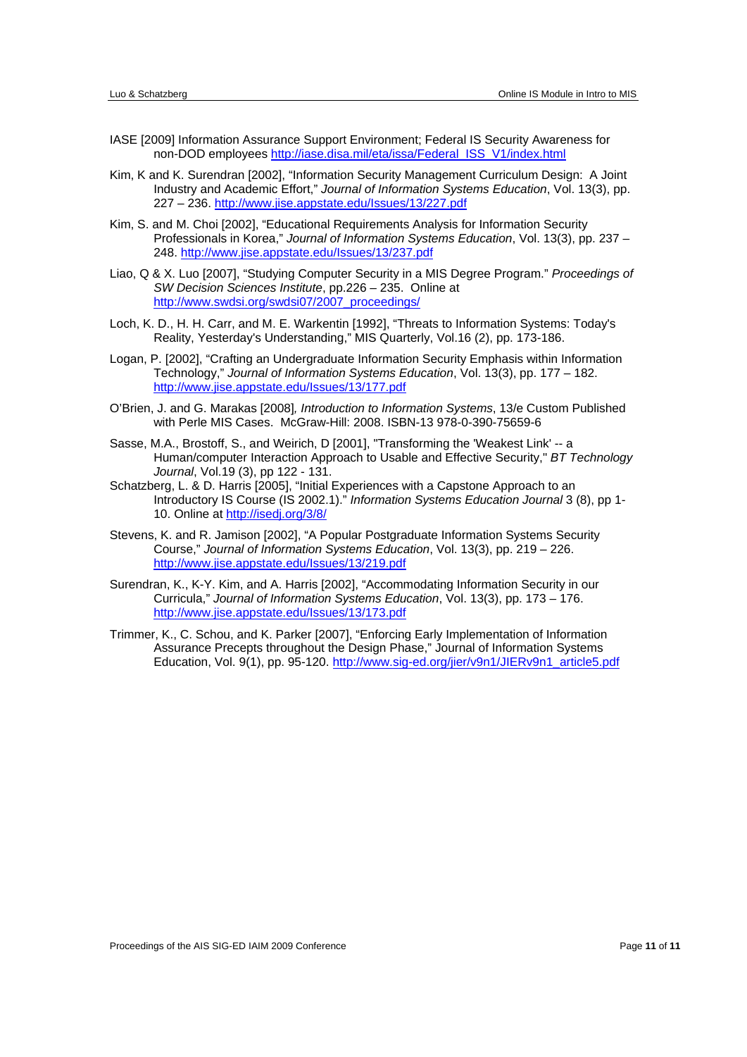IASE [2009] Information Assurance Support Environment; Federal IS Security Awareness for non-DOD employees http://iase.disa.mil/eta/issa/Federal_ISS_V1/index.html

Kim, K and K. Surendran [2002], "Information Security Management Curriculum Design: A Joint Industry and Academic Effort," *Journal of Information Systems Education*, Vol. 13(3), pp. 227 – 236. http://www.jise.appstate.edu/Issues/13/227.pdf

Kim, S. and M. Choi [2002], "Educational Requirements Analysis for Information Security Professionals in Korea," *Journal of Information Systems Education*, Vol. 13(3), pp. 237 – 248. http://www.jise.appstate.edu/Issues/13/237.pdf

Liao, Q & X. Luo [2007], "Studying Computer Security in a MIS Degree Program." *Proceedings of SW Decision Sciences Institute*, pp.226 – 235. Online at http://www.swdsi.org/swdsi07/2007_proceedings/

Loch, K. D., H. H. Carr, and M. E. Warkentin [1992], "Threats to Information Systems: Today's Reality, Yesterday's Understanding," MIS Quarterly, Vol.16 (2), pp. 173-186.

Logan, P. [2002], "Crafting an Undergraduate Information Security Emphasis within Information Technology," *Journal of Information Systems Education*, Vol. 13(3), pp. 177 – 182. http://www.jise.appstate.edu/Issues/13/177.pdf

O'Brien, J. and G. Marakas [2008], *Introduction to Information Systems*, 13/e Custom Published with Perle MIS Cases. McGraw-Hill: 2008. ISBN-13 978-0-390-75659-6

Sasse, M.A., Brostoff, S., and Weirich, D [2001], "Transforming the 'Weakest Link' -- a Human/computer Interaction Approach to Usable and Effective Security," *BT Technology Journal*, Vol.19 (3), pp 122 - 131.

Schatzberg, L. & D. Harris [2005], "Initial Experiences with a Capstone Approach to an Introductory IS Course (IS 2002.1)." *Information Systems Education Journal* 3 (8), pp 1-10. Online at http://isedj.org/3/8/

Stevens, K. and R. Jamison [2002], "A Popular Postgraduate Information Systems Security Course," *Journal of Information Systems Education*, Vol. 13(3), pp. 219 – 226. http://www.jise.appstate.edu/Issues/13/219.pdf

Surendran, K., K-Y. Kim, and A. Harris [2002], "Accommodating Information Security in our Curricula," *Journal of Information Systems Education*, Vol. 13(3), pp. 173 – 176. http://www.jise.appstate.edu/Issues/13/173.pdf

Trimmer, K., C. Schou, and K. Parker [2007], "Enforcing Early Implementation of Information Assurance Precepts throughout the Design Phase," Journal of Information Systems Education, Vol. 9(1), pp. 95-120. http://www.sig-ed.org/jier/v9n1/JIERv9n1_article5.pdf